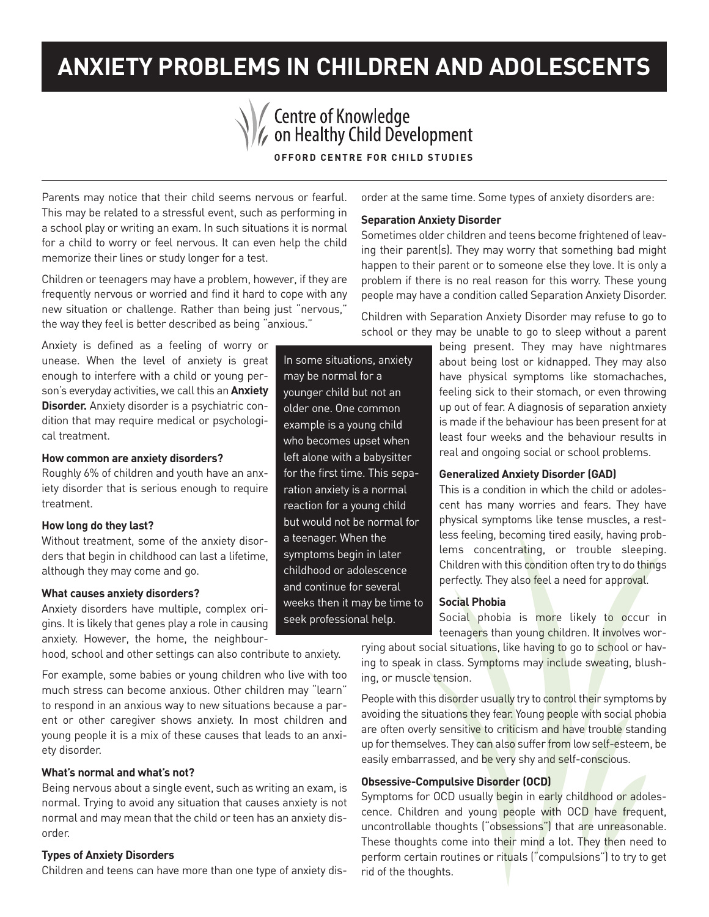# ANXIETY PROBLEMS IN CHILDREN AND ADOLESCENTS

Centre of Knowledge on Healthy Child Development

OFFORD CENTRE FOR CHILD STUDIES

Parents may notice that their child seems nervous or fearful. This may be related to a stressful event, such as performing in a school play or writing an exam. In such situations it is normal for a child to worry or feel nervous. It can even help the child memorize their lines or study longer for a test.

Children or teenagers may have a problem, however, if they are frequently nervous or worried and find it hard to cope with any new situation or challenge. Rather than being just "nervous," the way they feel is better described as being "anxious."

Anxiety is defined as a feeling of worry or unease. When the level of anxiety is great enough to interfere with a child or young person's everyday activities, we call this an **Anxiety Disorder.** Anxiety disorder is a psychiatric condition that may require medical or psychological treatment.

**How common are anxiety disorders?**

Roughly 6% of children and youth have an anxiety disorder that is serious enough to require treatment.

**How long do they last?**

Without treatment, some of the anxiety disorders that begin in childhood can last a lifetime, although they may come and go.

**What causes anxiety disorders?**

Anxiety disorders have multiple, complex origins. It is likely that genes play a role in causing anxiety. However, the home, the neighbourhood, school and other settings can also contribute to anxiety.

For example, some babies or young children who live with too much stress can become anxious. Other children may "learn" to respond in an anxious way to new situations because a parent or other caregiver shows anxiety. In most children and young people it is a mix of these causes that leads to an anxiety disorder.

**What's normal and what's not?**

Being nervous about a single event, such as writing an exam, is normal. Trying to avoid any situation that causes anxiety is not normal and may mean that the child or teen has an anxiety disorder.

In some situations, anxiety may be normal for a younger child but not an older one. One common example is a young child who becomes upset when left alone with a babysitter for the first time. This separation anxiety is a normal reaction for a young child but would not be normal for a teenager. When the symptoms begin in later childhood or adolescence and continue for several weeks then it may be time to seek professional help.

**Types of Anxiety Disorders**

Children and teens can have more than one type of anxiety disorder at the same time. Some types of anxiety disorders are:

**Separation Anxiety Disorder**

Sometimes older children and teens become frightened of leaving their parent(s). They may worry that something bad might happen to their parent or to someone else they love. It is only a problem if there is no real reason for this worry. These young people may have a condition called Separation Anxiety Disorder.

Children with Separation Anxiety Disorder may refuse to go to school or they may be unable to go to sleep without a parent being present. They may have nightmares about being lost or kidnapped. They may also have physical symptoms like stomachaches, feeling sick to their stomach, or even throwing up out of fear. A diagnosis of separation anxiety is made if the behaviour has been present for at least four weeks and the behaviour results in real and ongoing social or school problems.

**Generalized Anxiety Disorder (GAD)**

This is a condition in which the child or adolescent has many worries and fears. They have physical symptoms like tense muscles, a restless feeling, becoming tired easily, having problems concentrating, or trouble sleeping. Children with this condition often try to do things perfectly. They also feel a need for approval.

**Social Phobia**

Social phobia is more likely to occur in teenagers than young children. It involves worrying about social situations, like having to go to school or having to speak in class. Symptoms may include sweating, blushing, or muscle tension.

People with this disorder usually try to control their symptoms by avoiding the situations they fear. Young people with social phobia are often overly sensitive to criticism and have trouble standing up for themselves. They can also suffer from low self-esteem, be easily embarrassed, and be very shy and self-conscious.

**Obsessive-Compulsive Disorder (OCD)**

Symptoms for OCD usually begin in early childhood or adolescence. Children and young people with OCD have frequent, uncontrollable thoughts ("obsessions") that are unreasonable. These thoughts come into their mind a lot. They then need to perform certain routines or rituals ("compulsions") to try to get rid of the thoughts.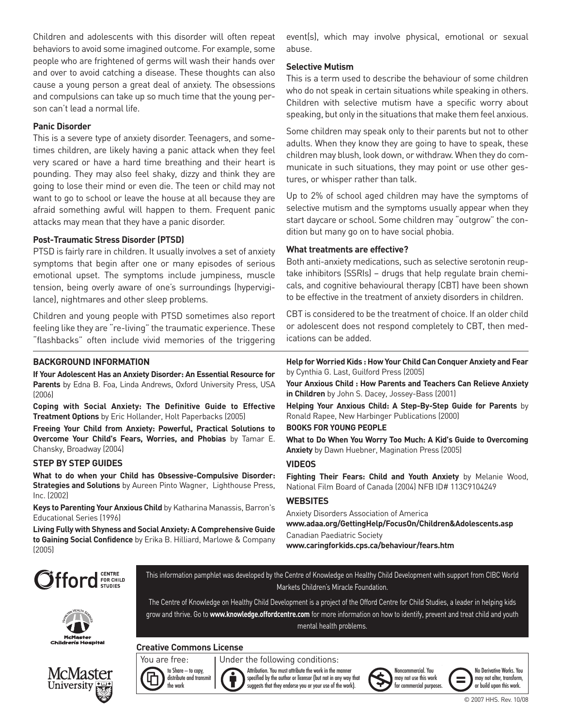Children and adolescents with this disorder will often repeat behaviors to avoid some imagined outcome. For example, some people who are frightened of germs will wash their hands over and over to avoid catching a disease. These thoughts can also cause a young person a great deal of anxiety. The obsessions and compulsions can take up so much time that the young person can't lead a normal life.

### Panic Disorder

This is a severe type of anxiety disorder. Teenagers, and sometimes children, are likely having a panic attack when they feel very scared or have a hard time breathing and their heart is pounding. They may also feel shaky, dizzy and think they are going to lose their mind or even die. The teen or child may not want to go to school or leave the house at all because they are afraid something awful will happen to them. Frequent panic attacks may mean that they have a panic disorder.

### Post-Traumatic Stress Disorder (PTSD)

PTSD is fairly rare in children. It usually involves a set of anxiety symptoms that begin after one or many episodes of serious emotional upset. The symptoms include jumpiness, muscle tension, being overly aware of one's surroundings (hypervigilance), nightmares and other sleep problems.

Children and young people with PTSD sometimes also report feeling like they are "re-living" the traumatic experience. These "flashbacks" often include vivid memories of the triggering event(s), which may involve physical, emotional or sexual abuse.

### Selective Mutism

This is a term used to describe the behaviour of some children who do not speak in certain situations while speaking in others. Children with selective mutism have a specific worry about speaking, but only in the situations that make them feel anxious.

Some children may speak only to their parents but not to other adults. When they know they are going to have to speak, these children may blush, look down, or withdraw. When they do communicate in such situations, they may point or use other gestures, or whisper rather than talk.

Up to 2% of school aged children may have the symptoms of selective mutism and the symptoms usually appear when they start daycare or school. Some children may "outgrow" the condition but many go on to have social phobia.

### What treatments are effective?

Both anti-anxiety medications, such as selective serotonin reuptake inhibitors (SSRIs) – drugs that help regulate brain chemicals, and cognitive behavioural therapy (CBT) have been shown to be effective in the treatment of anxiety disorders in children.

CBT is considered to be the treatment of choice. If an older child or adolescent does not respond completely to CBT, then medications can be added.

## BACKGROUND INFORMATION

**If Your Adolescent Has an Anxiety Disorder: An Essential Resource for Parents** by Edna B. Foa, Linda Andrews, Oxford University Press, USA (2006)

**Coping with Social Anxiety: The Definitive Guide to Effective Treatment Options** by Eric Hollander, Holt Paperbacks (2005)

**Freeing Your Child from Anxiety: Powerful, Practical Solutions to Overcome Your Child's Fears, Worries, and Phobias** by Tamar E. Chansky, Broadway (2004)

## STEP BY STEP GUIDES

**What to do when your Child has Obsessive-Compulsive Disorder: Strategies and Solutions** by Aureen Pinto Wagner, Lighthouse Press, Inc. (2002)

**Keys to Parenting Your Anxious Child** by Katharina Manassis, Barron's Educational Series (1996)

**Living Fully with Shyness and Social Anxiety: A Comprehensive Guide to Gaining Social Confidence** by Erika B. Hilliard, Marlowe & Company (2005)

**Help for Worried Kids : How Your Child Can Conquer Anxiety and Fear** by Cynthia G. Last, Guilford Press (2005)

**Your Anxious Child : How Parents and Teachers Can Relieve Anxiety in Children** by John S. Dacey, Jossey-Bass (2001)

**Helping Your Anxious Child: A Step-By-Step Guide for Parents** by Ronald Rapee, New Harbinger Publications (2000)

## BOOKS FOR YOUNG PEOPLE

**What to Do When You Worry Too Much: A Kid's Guide to Overcoming Anxiety** by Dawn Huebner, Magination Press (2005)

## VIDEOS

**Fighting Their Fears: Child and Youth Anxiety** by Melanie Wood, National Film Board of Canada (2004) NFB ID# 113C9104249

## WEBSITES

Anxiety Disorders Association of America
**www.adaa.org/GettingHelp/FocusOn/Children&Adolescents.asp**

Canadian Paediatric Society
**www.caringforkids.cps.ca/behaviour/fears.htm**

Offord Centre for Child Studies

McMaster Children's Hospital

McMaster University

This information pamphlet was developed by the Centre of Knowledge on Healthy Child Development with support from CIBC World Markets Children's Miracle Foundation.

The Centre of Knowledge on Healthy Child Development is a project of the Offord Centre for Child Studies, a leader in helping kids grow and thrive. Go to **www.knowledge.offordcentre.com** for more information on how to identify, prevent and treat child and youth mental health problems.

**Creative Commons License**

You are free:

to Share – to copy, distribute and transmit the work

Under the following conditions:

Attribution. You must attribute the work in the manner specified by the author or licensor (but not in any way that suggests that they endorse you or your use of the work).

Noncommercial. You may not use this work for commercial purposes.

No Derivative Works. You may not alter, transform, or build upon this work.

© 2007 HHS. Rev. 10/08